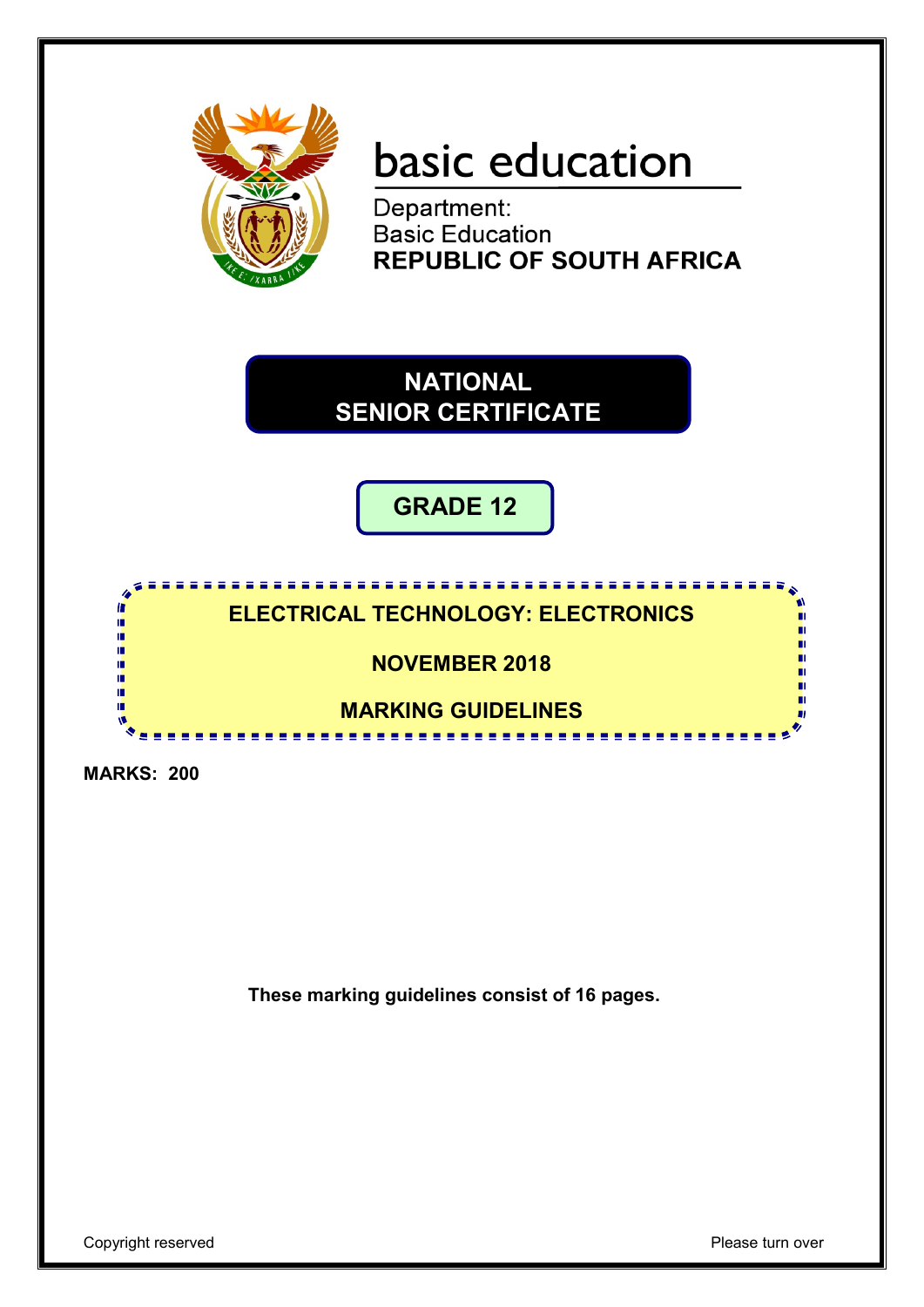basic education

Department:
Basic Education
**REPUBLIC OF SOUTH AFRICA**

# NATIONAL SENIOR CERTIFICATE

## GRADE 12

## ELECTRICAL TECHNOLOGY: ELECTRONICS

## NOVEMBER 2018

## MARKING GUIDELINES

**MARKS: 200**

**These marking guidelines consist of 16 pages.**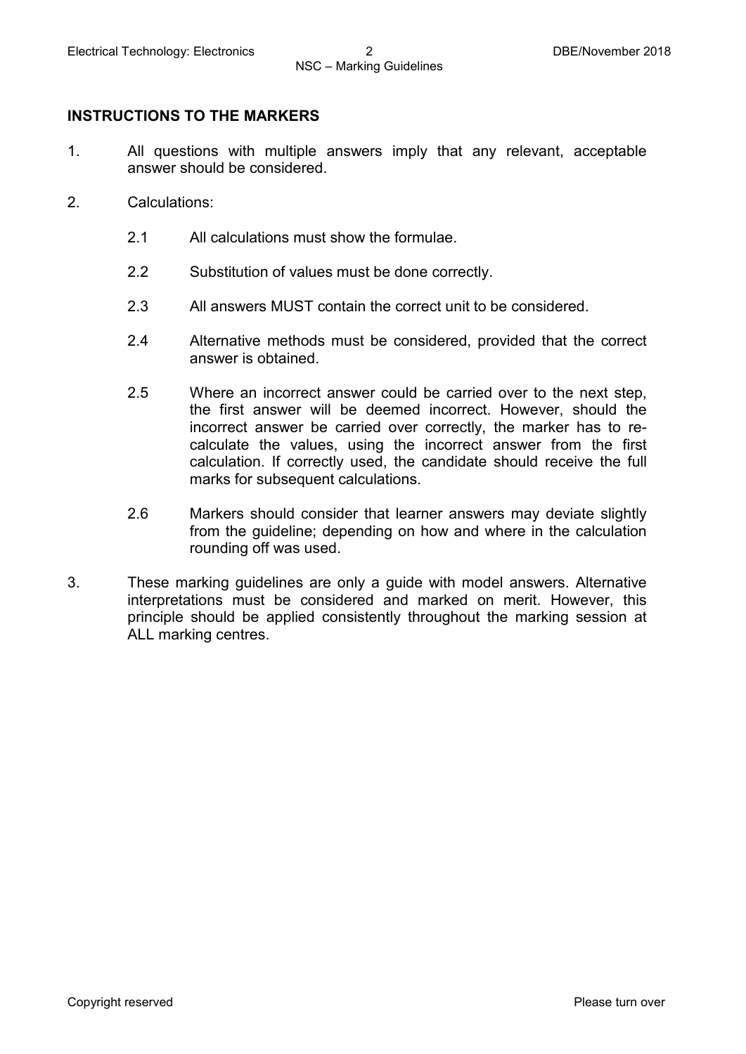## INSTRUCTIONS TO THE MARKERS

1. All questions with multiple answers imply that any relevant, acceptable answer should be considered.

2. Calculations:

   2.1 All calculations must show the formulae.

   2.2 Substitution of values must be done correctly.

   2.3 All answers MUST contain the correct unit to be considered.

   2.4 Alternative methods must be considered, provided that the correct answer is obtained.

   2.5 Where an incorrect answer could be carried over to the next step, the first answer will be deemed incorrect. However, should the incorrect answer be carried over correctly, the marker has to re-calculate the values, using the incorrect answer from the first calculation. If correctly used, the candidate should receive the full marks for subsequent calculations.

   2.6 Markers should consider that learner answers may deviate slightly from the guideline; depending on how and where in the calculation rounding off was used.

3. These marking guidelines are only a guide with model answers. Alternative interpretations must be considered and marked on merit. However, this principle should be applied consistently throughout the marking session at ALL marking centres.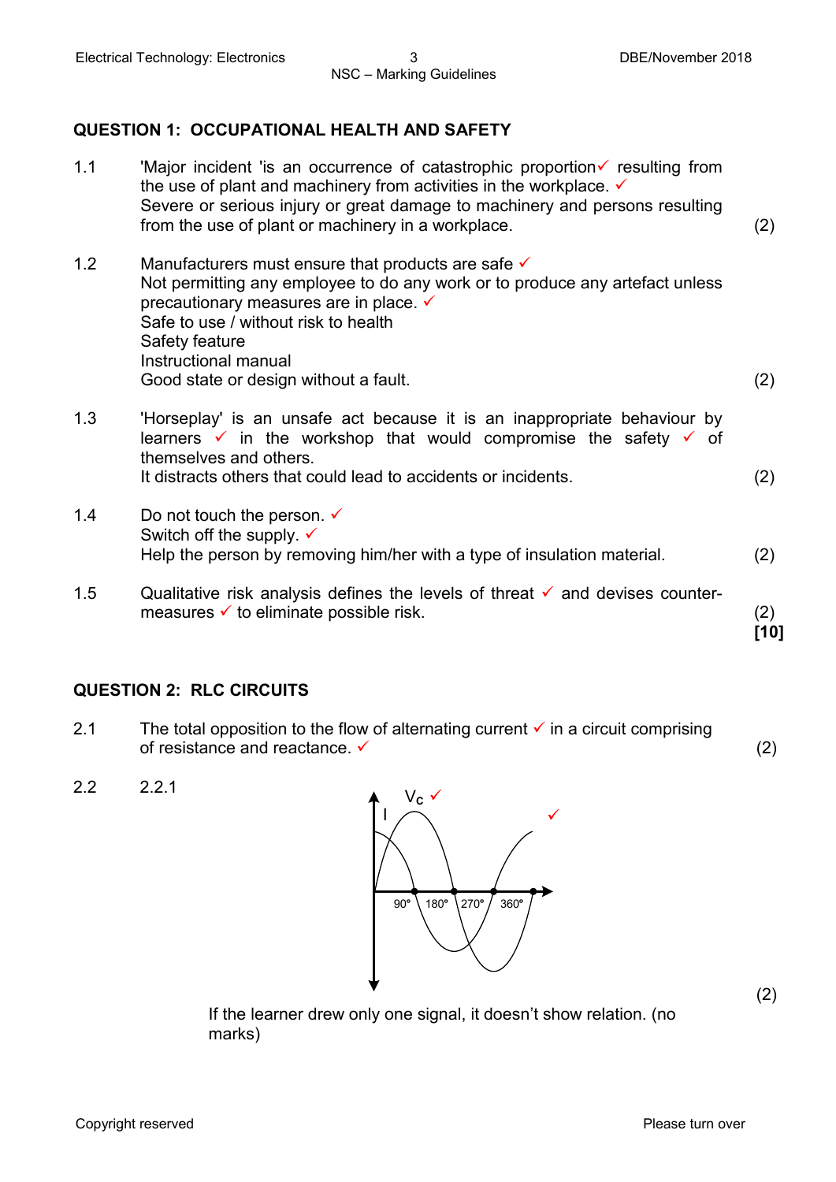## QUESTION 1: OCCUPATIONAL HEALTH AND SAFETY

1.1 'Major incident 'is an occurrence of catastrophic proportion✓ resulting from the use of plant and machinery from activities in the workplace. ✓
Severe or serious injury or great damage to machinery and persons resulting from the use of plant or machinery in a workplace. (2)

1.2 Manufacturers must ensure that products are safe ✓
Not permitting any employee to do any work or to produce any artefact unless precautionary measures are in place. ✓
Safe to use / without risk to health
Safety feature
Instructional manual
Good state or design without a fault. (2)

1.3 'Horseplay' is an unsafe act because it is an inappropriate behaviour by learners ✓ in the workshop that would compromise the safety ✓ of themselves and others.
It distracts others that could lead to accidents or incidents. (2)

1.4 Do not touch the person. ✓
Switch off the supply. ✓
Help the person by removing him/her with a type of insulation material. (2)

1.5 Qualitative risk analysis defines the levels of threat ✓ and devises counter-measures ✓ to eliminate possible risk. (2)
**[10]**

## QUESTION 2: RLC CIRCUITS

2.1 The total opposition to the flow of alternating current ✓ in a circuit comprising of resistance and reactance. ✓ (2)

2.2 2.2.1

$V_C$ ✓ I ✓ 90° 180° 270° 360°

(2)

If the learner drew only one signal, it doesn't show relation. (no marks)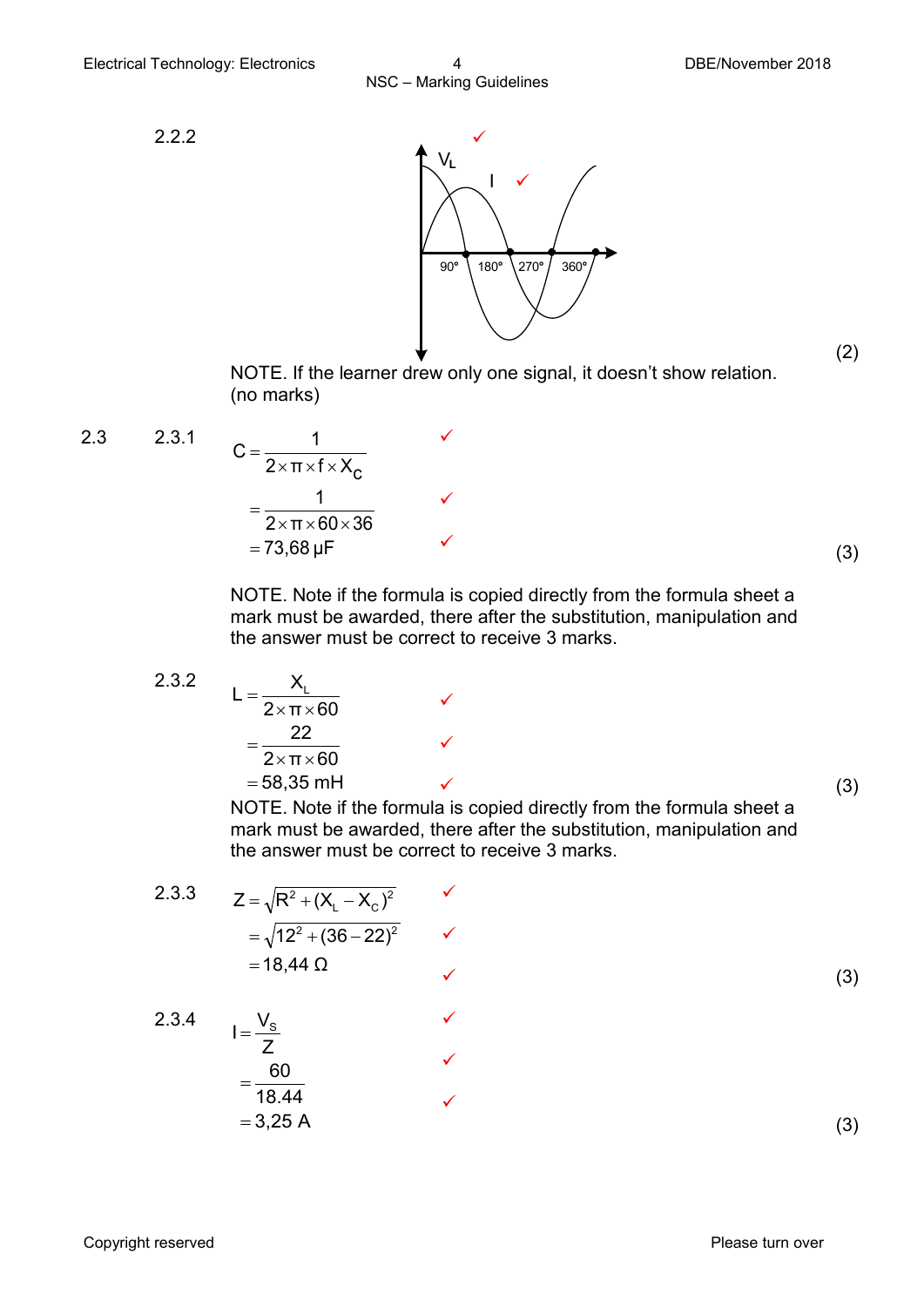2.2.2

✓

$V_L$

I ✓

90° 180° 270° 360°

(2)

NOTE. If the learner drew only one signal, it doesn't show relation. (no marks)

2.3 2.3.1

$$C = \frac{1}{2 \times \pi \times f \times X_C} \checkmark$$

$$= \frac{1}{2 \times \pi \times 60 \times 36} \checkmark$$

$$= 73{,}68\ \mu F \checkmark$$

(3)

NOTE. Note if the formula is copied directly from the formula sheet a mark must be awarded, there after the substitution, manipulation and the answer must be correct to receive 3 marks.

2.3.2

$$L = \frac{X_L}{2 \times \pi \times 60} \checkmark$$

$$= \frac{22}{2 \times \pi \times 60} \checkmark$$

$$= 58{,}35\ mH \checkmark$$

(3)

NOTE. Note if the formula is copied directly from the formula sheet a mark must be awarded, there after the substitution, manipulation and the answer must be correct to receive 3 marks.

2.3.3

$$Z = \sqrt{R^2 + (X_L - X_C)^2} \checkmark$$

$$= \sqrt{12^2 + (36 - 22)^2} \checkmark$$

$$= 18{,}44\ \Omega \checkmark$$

(3)

2.3.4

$$I = \frac{V_S}{Z} \checkmark$$

$$= \frac{60}{18.44} \checkmark$$

$$= 3{,}25\ A \checkmark$$

(3)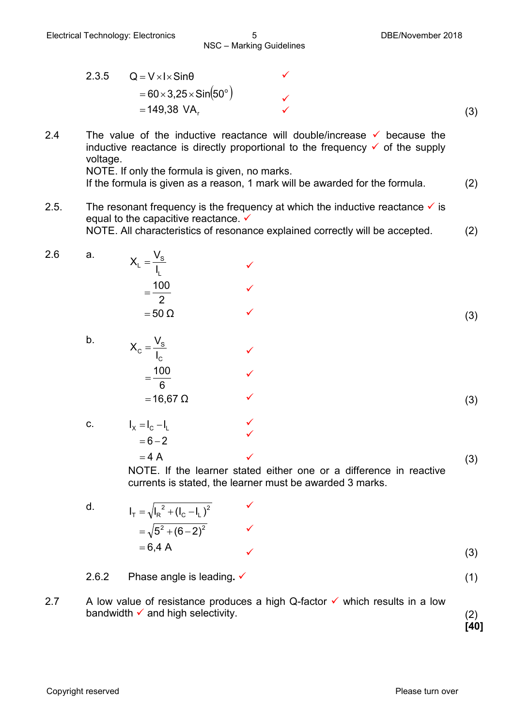2.3.5 $Q = V \times I \times \sin\theta$ ✓

$= 60 \times 3{,}25 \times \sin(50^\circ)$ ✓

$= 149{,}38\ VA_r$ ✓ (3)

2.4 The value of the inductive reactance will double/increase ✓ because the inductive reactance is directly proportional to the frequency ✓ of the supply voltage.
NOTE. If only the formula is given, no marks.
If the formula is given as a reason, 1 mark will be awarded for the formula. (2)

2.5. The resonant frequency is the frequency at which the inductive reactance ✓ is equal to the capacitive reactance. ✓
NOTE. All characteristics of resonance explained correctly will be accepted. (2)

2.6 a.

$X_L = \frac{V_S}{I_L}$ ✓

$= \frac{100}{2}$ ✓

$= 50\ \Omega$ ✓ (3)

b.

$X_C = \frac{V_S}{I_C}$ ✓

$= \frac{100}{6}$ ✓

$= 16{,}67\ \Omega$ ✓ (3)

c.

$I_X = I_C - I_L$ ✓

$= 6 - 2$ ✓

$= 4\ A$ ✓ (3)

NOTE. If the learner stated either one or a difference in reactive currents is stated, the learner must be awarded 3 marks.

d.

$I_T = \sqrt{I_R^{\ 2} + (I_C - I_L)^2}$ ✓

$= \sqrt{5^2 + (6-2)^2}$ ✓

$= 6{,}4\ A$ ✓ (3)

2.6.2 Phase angle is leading. ✓ (1)

2.7 A low value of resistance produces a high Q-factor ✓ which results in a low bandwidth ✓ and high selectivity. (2)

**[40]**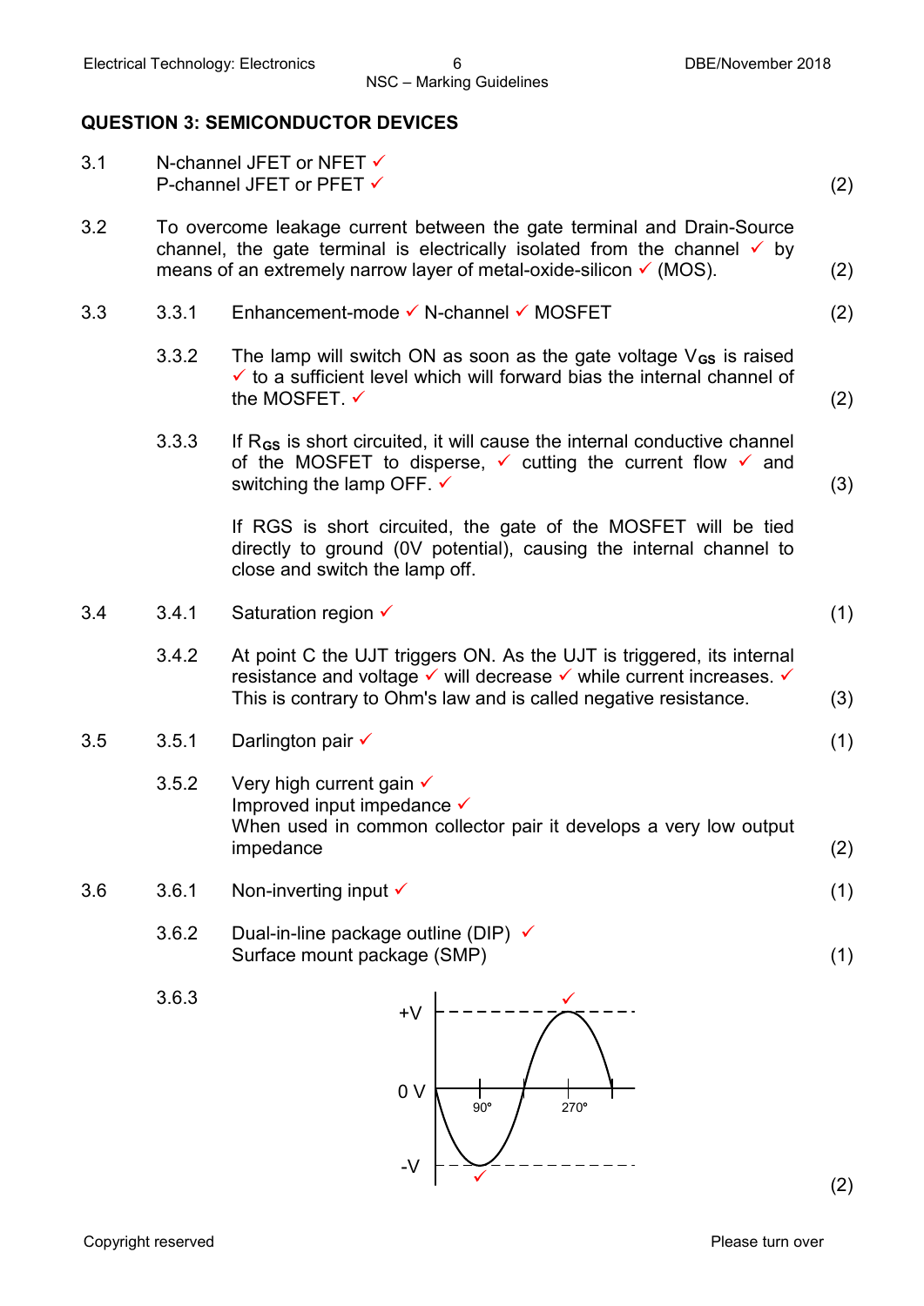## QUESTION 3: SEMICONDUCTOR DEVICES

3.1 N-channel JFET or NFET ✓
P-channel JFET or PFET ✓ (2)

3.2 To overcome leakage current between the gate terminal and Drain-Source channel, the gate terminal is electrically isolated from the channel ✓ by means of an extremely narrow layer of metal-oxide-silicon ✓ (MOS). (2)

3.3 3.3.1 Enhancement-mode ✓ N-channel ✓ MOSFET (2)

3.3.2 The lamp will switch ON as soon as the gate voltage $V_{GS}$ is raised ✓ to a sufficient level which will forward bias the internal channel of the MOSFET. ✓ (2)

3.3.3 If $R_{GS}$ is short circuited, it will cause the internal conductive channel of the MOSFET to disperse, ✓ cutting the current flow ✓ and switching the lamp OFF. ✓ (3)

If RGS is short circuited, the gate of the MOSFET will be tied directly to ground (0V potential), causing the internal channel to close and switch the lamp off.

3.4 3.4.1 Saturation region ✓ (1)

3.4.2 At point C the UJT triggers ON. As the UJT is triggered, its internal resistance and voltage ✓ will decrease ✓ while current increases. ✓ This is contrary to Ohm's law and is called negative resistance. (3)

3.5 3.5.1 Darlington pair ✓ (1)

3.5.2 Very high current gain ✓
Improved input impedance ✓
When used in common collector pair it develops a very low output impedance (2)

3.6 3.6.1 Non-inverting input ✓ (1)

3.6.2 Dual-in-line package outline (DIP) ✓
Surface mount package (SMP) (1)

3.6.3

[Graph: waveform with axis labels +V, 0 V, -V; one full cycle starting at 0 V, negative peak (-V) at 90° ✓, positive peak (+V) at 270° ✓]

(2)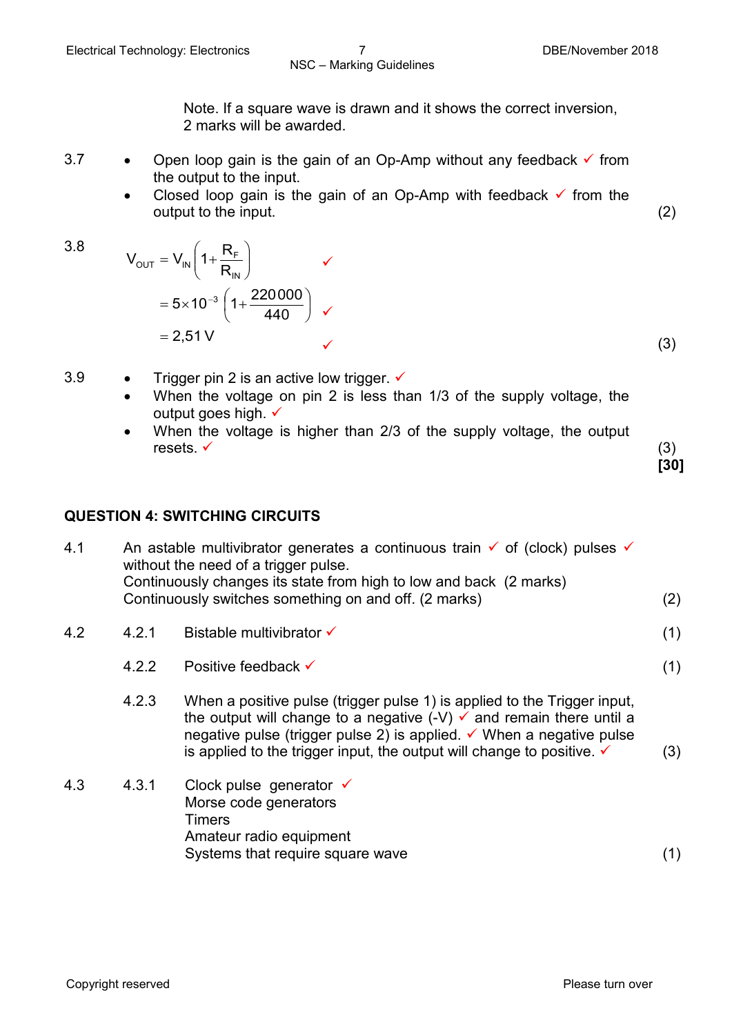Note. If a square wave is drawn and it shows the correct inversion, 2 marks will be awarded.

3.7
- Open loop gain is the gain of an Op-Amp without any feedback ✓ from the output to the input.
- Closed loop gain is the gain of an Op-Amp with feedback ✓ from the output to the input. (2)

3.8

$$V_{OUT} = V_{IN}\left(1+\frac{R_F}{R_{IN}}\right) \checkmark$$

$$= 5\times10^{-3}\left(1+\frac{220000}{440}\right) \checkmark$$

$$= 2{,}51\ \text{V} \checkmark$$

(3)

3.9
- Trigger pin 2 is an active low trigger. ✓
- When the voltage on pin 2 is less than 1/3 of the supply voltage, the output goes high. ✓
- When the voltage is higher than 2/3 of the supply voltage, the output resets. ✓ (3)

**[30]**

## QUESTION 4: SWITCHING CIRCUITS

4.1 An astable multivibrator generates a continuous train ✓ of (clock) pulses ✓ without the need of a trigger pulse.
Continuously changes its state from high to low and back (2 marks)
Continuously switches something on and off. (2 marks) (2)

4.2
4.2.1 Bistable multivibrator ✓ (1)

4.2.2 Positive feedback ✓ (1)

4.2.3 When a positive pulse (trigger pulse 1) is applied to the Trigger input, the output will change to a negative (-V) ✓ and remain there until a negative pulse (trigger pulse 2) is applied. ✓ When a negative pulse is applied to the trigger input, the output will change to positive. ✓ (3)

4.3
4.3.1 Clock pulse generator ✓
Morse code generators
Timers
Amateur radio equipment
Systems that require square wave (1)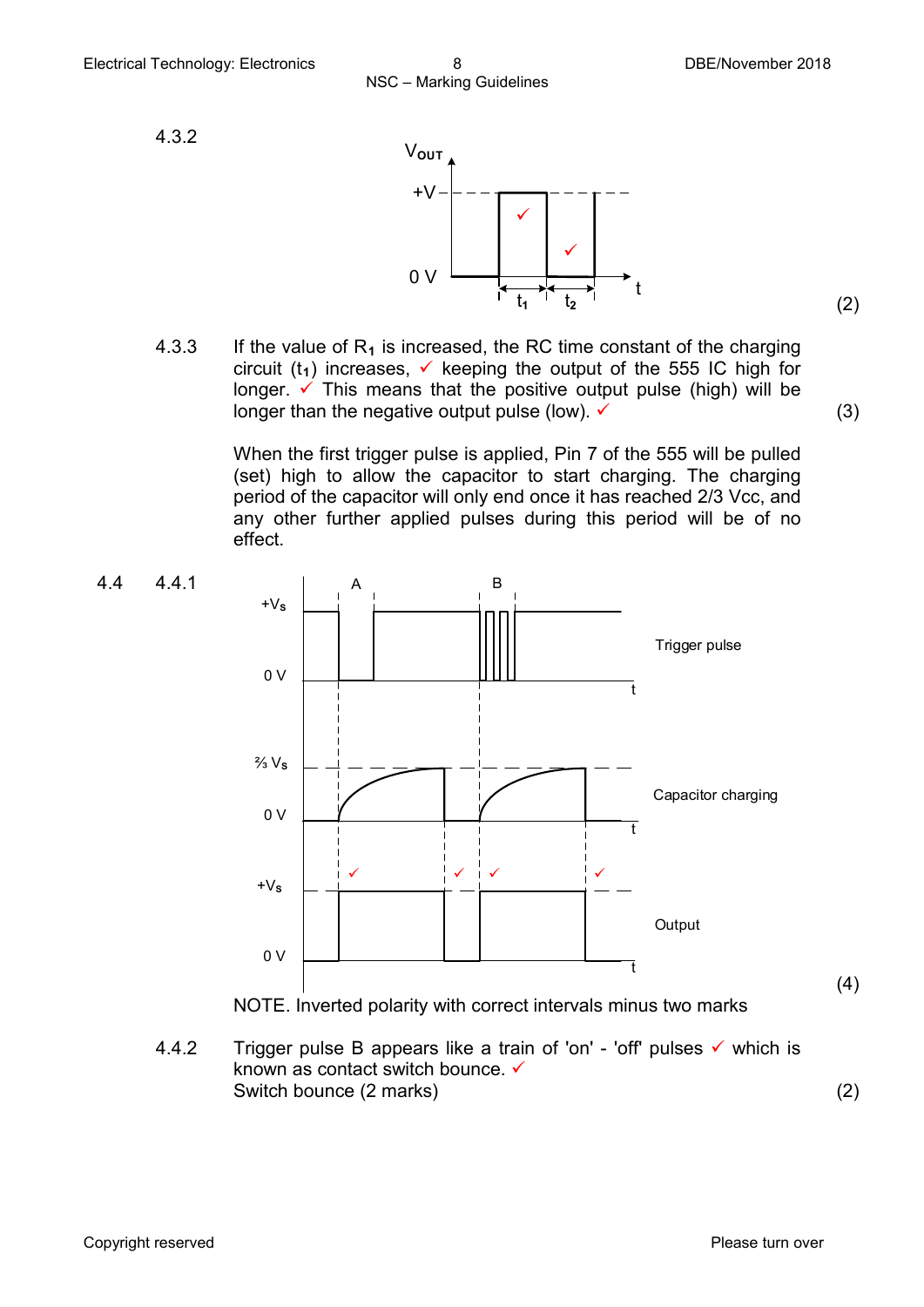4.3.2

$V_{OUT}$ / +V / 0 V / t / $t_1$ / $t_2$ ✓ ✓ (2)

4.3.3 If the value of $R_1$ is increased, the RC time constant of the charging circuit ($t_1$) increases, ✓ keeping the output of the 555 IC high for longer. ✓ This means that the positive output pulse (high) will be longer than the negative output pulse (low). ✓ (3)

When the first trigger pulse is applied, Pin 7 of the 555 will be pulled (set) high to allow the capacitor to start charging. The charging period of the capacitor will only end once it has reached 2/3 Vcc, and any other further applied pulses during this period will be of no effect.

4.4 4.4.1

A / B / $+V_S$ / 0 V / t — Trigger pulse

⅔ $V_S$ / 0 V / t — Capacitor charging

✓ ✓ ✓ ✓ / $+V_S$ / 0 V / t — Output (4)

NOTE. Inverted polarity with correct intervals minus two marks

4.4.2 Trigger pulse B appears like a train of 'on' - 'off' pulses ✓ which is known as contact switch bounce. ✓
Switch bounce (2 marks) (2)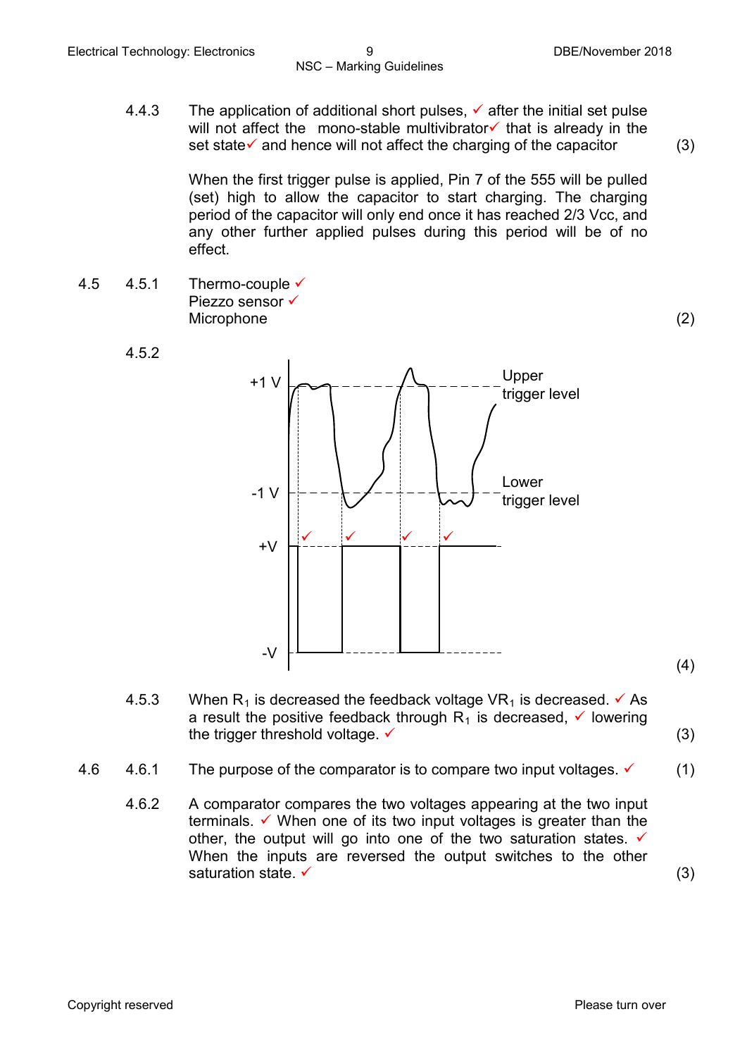4.4.3 The application of additional short pulses, ✓ after the initial set pulse will not affect the mono-stable multivibrator✓ that is already in the set state✓ and hence will not affect the charging of the capacitor (3)

When the first trigger pulse is applied, Pin 7 of the 555 will be pulled (set) high to allow the capacitor to start charging. The charging period of the capacitor will only end once it has reached 2/3 Vcc, and any other further applied pulses during this period will be of no effect.

4.5 4.5.1 Thermo-couple ✓
Piezzo sensor ✓
Microphone (2)

4.5.2

+1 V — Upper trigger level

-1 V — Lower trigger level

+V ✓ ✓ ✓ ✓

-V

(4)

4.5.3 When $R_1$ is decreased the feedback voltage $VR_1$ is decreased. ✓ As a result the positive feedback through $R_1$ is decreased, ✓ lowering the trigger threshold voltage. ✓ (3)

4.6 4.6.1 The purpose of the comparator is to compare two input voltages. ✓ (1)

4.6.2 A comparator compares the two voltages appearing at the two input terminals. ✓ When one of its two input voltages is greater than the other, the output will go into one of the two saturation states. ✓ When the inputs are reversed the output switches to the other saturation state. ✓ (3)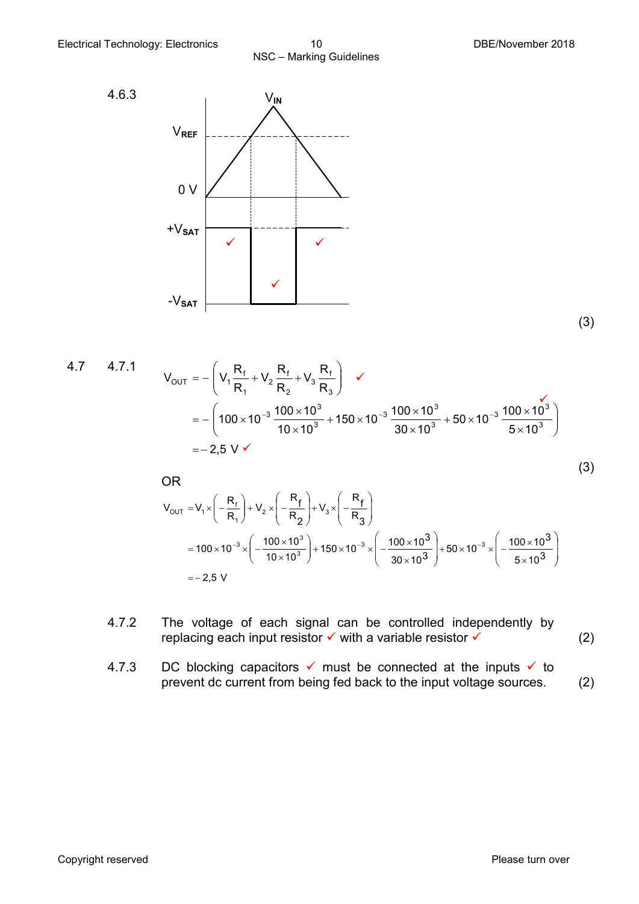4.6.3

VIN

VREF

0 V

+VSAT ✓ ✓

✓

-VSAT

(3)

4.7 4.7.1

$$V_{OUT} = -\left(V_1\frac{R_f}{R_1} + V_2\frac{R_f}{R_2} + V_3\frac{R_f}{R_3}\right) \checkmark$$

$$= -\left(100\times10^{-3}\frac{100\times10^3}{10\times10^3} + 150\times10^{-3}\frac{100\times10^3}{30\times10^3} + 50\times10^{-3}\frac{100\times10^3}{5\times10^3}\right) \checkmark$$

$$= -2{,}5\ \text{V} \checkmark$$

(3)

OR

$$V_{OUT} = V_1\times\left(-\frac{R_f}{R_1}\right) + V_2\times\left(-\frac{R_f}{R_2}\right) + V_3\times\left(-\frac{R_f}{R_3}\right)$$

$$= 100\times10^{-3}\times\left(-\frac{100\times10^3}{10\times10^3}\right) + 150\times10^{-3}\times\left(-\frac{100\times10^3}{30\times10^3}\right) + 50\times10^{-3}\times\left(-\frac{100\times10^3}{5\times10^3}\right)$$

$$= -2{,}5\ \text{V}$$

4.7.2 The voltage of each signal can be controlled independently by replacing each input resistor ✓ with a variable resistor ✓ (2)

4.7.3 DC blocking capacitors ✓ must be connected at the inputs ✓ to prevent dc current from being fed back to the input voltage sources. (2)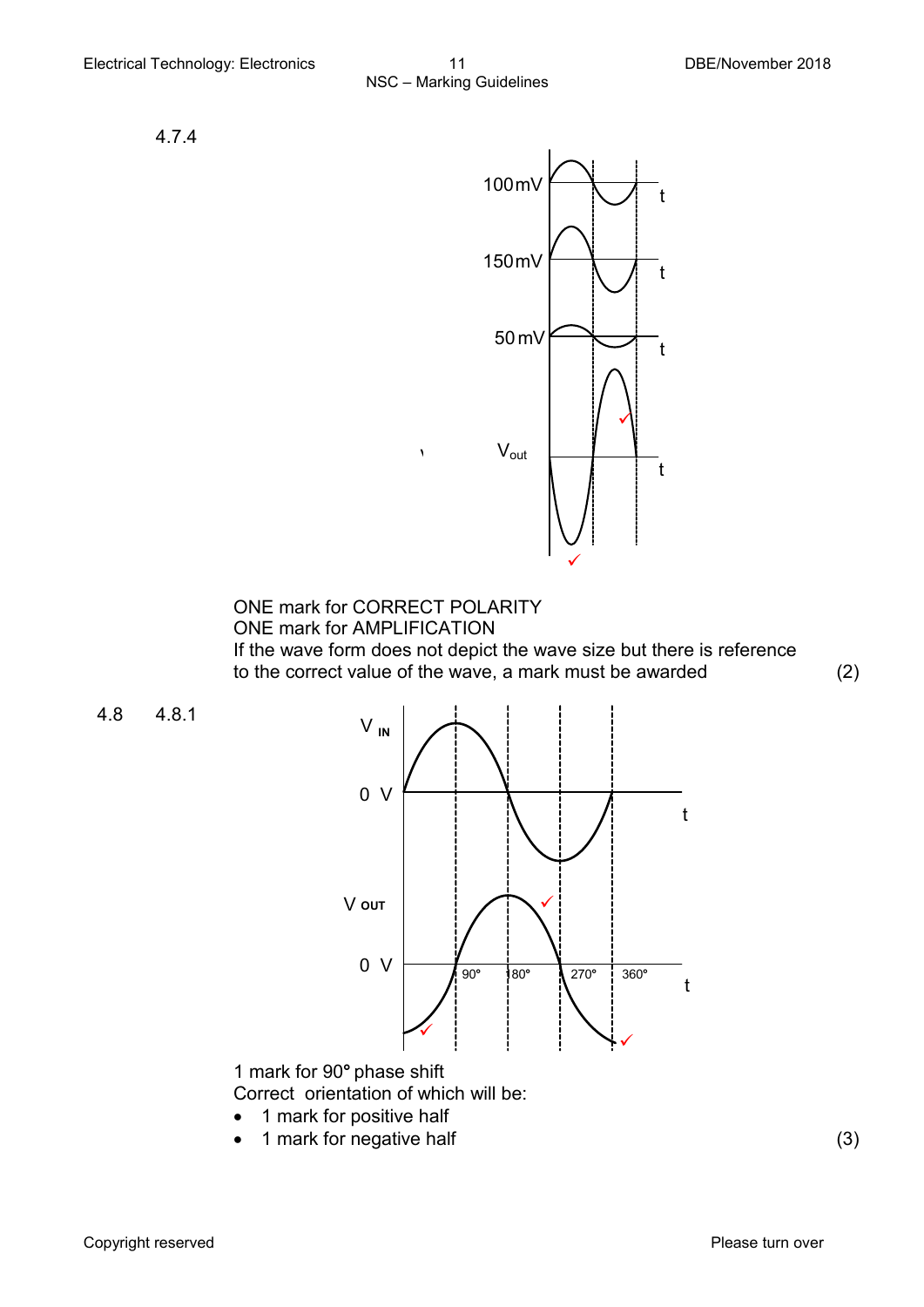4.7.4

ONE mark for CORRECT POLARITY
ONE mark for AMPLIFICATION
If the wave form does not depict the wave size but there is reference to the correct value of the wave, a mark must be awarded (2)

4.8 4.8.1

1 mark for 90° phase shift
Correct orientation of which will be:

- 1 mark for positive half
- 1 mark for negative half

(3)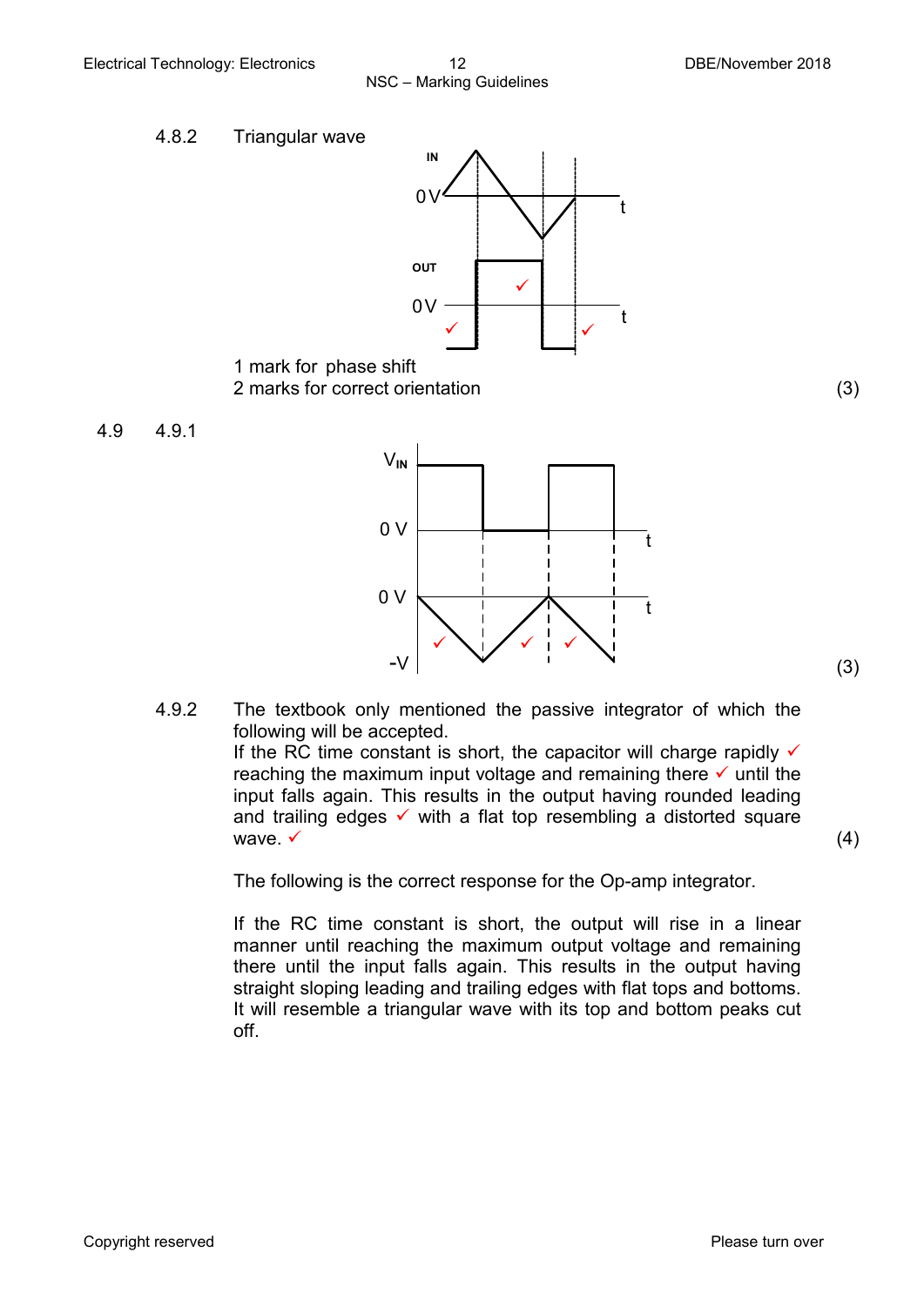4.8.2 Triangular wave

1 mark for phase shift
2 marks for correct orientation (3)

4.9 4.9.1

(3)

4.9.2 The textbook only mentioned the passive integrator of which the following will be accepted.
If the RC time constant is short, the capacitor will charge rapidly ✓ reaching the maximum input voltage and remaining there ✓ until the input falls again. This results in the output having rounded leading and trailing edges ✓ with a flat top resembling a distorted square wave. ✓ (4)

The following is the correct response for the Op-amp integrator.

If the RC time constant is short, the output will rise in a linear manner until reaching the maximum output voltage and remaining there until the input falls again. This results in the output having straight sloping leading and trailing edges with flat tops and bottoms. It will resemble a triangular wave with its top and bottom peaks cut off.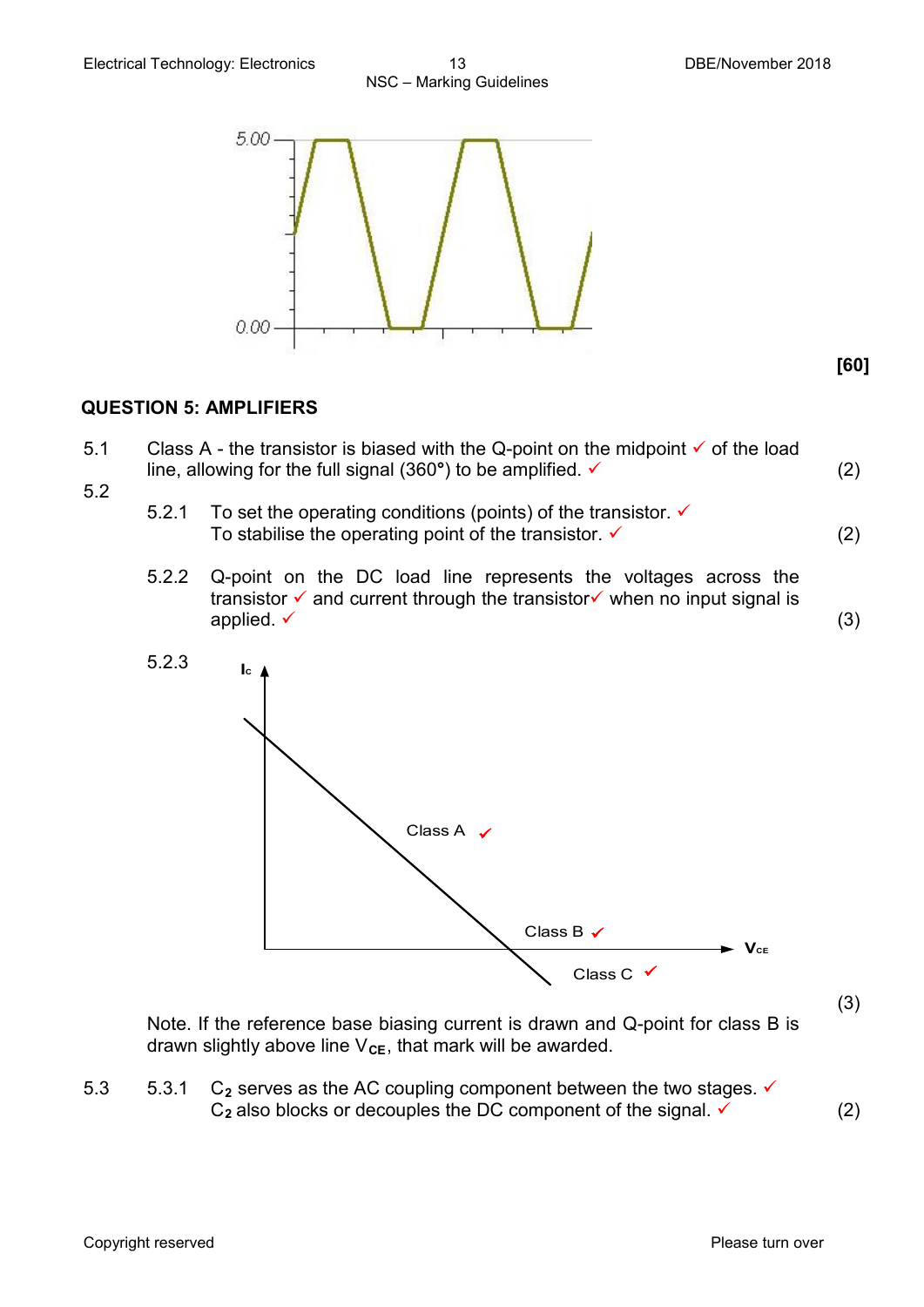[60]

## QUESTION 5: AMPLIFIERS

5.1 Class A - the transistor is biased with the Q-point on the midpoint ✓ of the load line, allowing for the full signal (360°) to be amplified. ✓ (2)

5.2

5.2.1 To set the operating conditions (points) of the transistor. ✓
To stabilise the operating point of the transistor. ✓ (2)

5.2.2 Q-point on the DC load line represents the voltages across the transistor ✓ and current through the transistor✓ when no input signal is applied. ✓ (3)

5.2.3

(3)

Note. If the reference base biasing current is drawn and Q-point for class B is drawn slightly above line $V_{CE}$, that mark will be awarded.

5.3

5.3.1 $C_2$ serves as the AC coupling component between the two stages. ✓
$C_2$ also blocks or decouples the DC component of the signal. ✓ (2)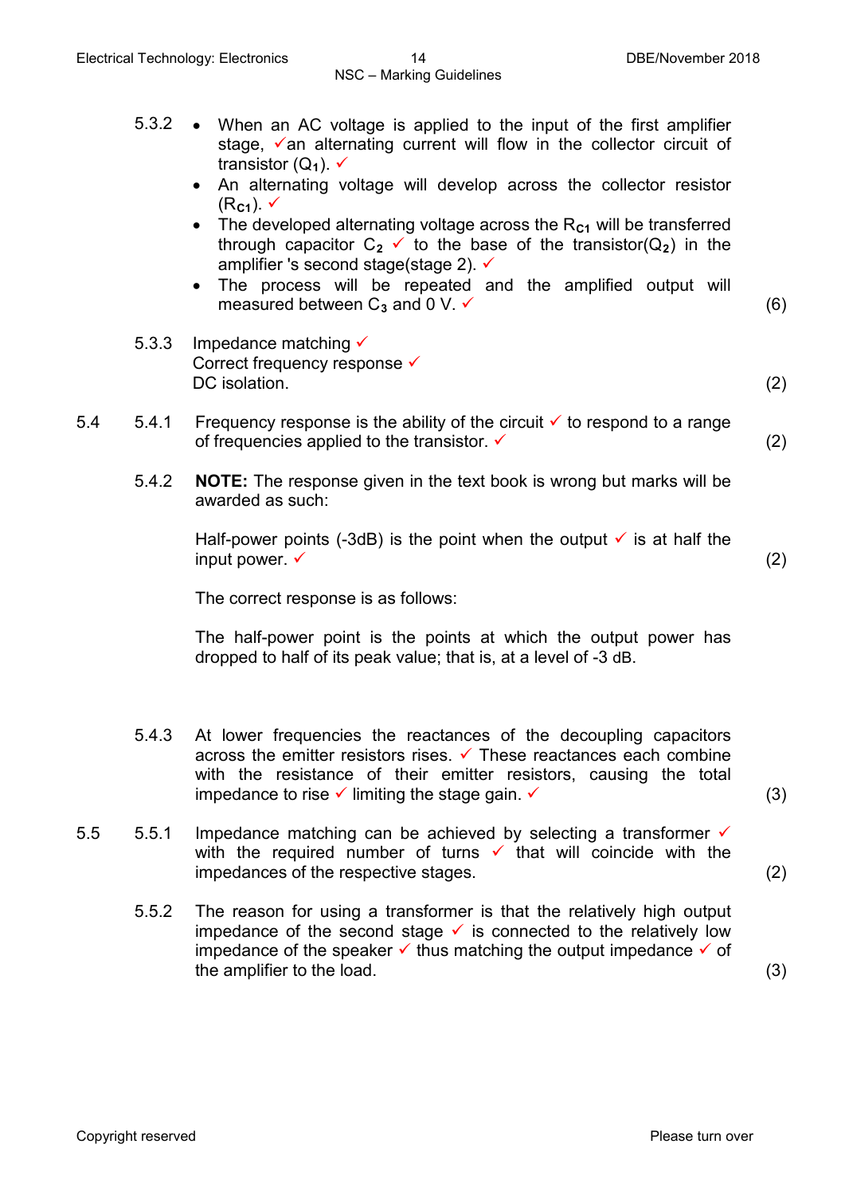5.3.2
- When an AC voltage is applied to the input of the first amplifier stage, ✓an alternating current will flow in the collector circuit of transistor ($Q_1$). ✓
- An alternating voltage will develop across the collector resistor ($R_{C1}$). ✓
- The developed alternating voltage across the $R_{C1}$ will be transferred through capacitor $C_2$ ✓ to the base of the transistor($Q_2$) in the amplifier 's second stage(stage 2). ✓
- The process will be repeated and the amplified output will measured between $C_3$ and 0 V. ✓ (6)

5.3.3 Impedance matching ✓
Correct frequency response ✓
DC isolation. (2)

5.4

5.4.1 Frequency response is the ability of the circuit ✓ to respond to a range of frequencies applied to the transistor. ✓ (2)

5.4.2 **NOTE:** The response given in the text book is wrong but marks will be awarded as such:

Half-power points (-3dB) is the point when the output ✓ is at half the input power. ✓ (2)

The correct response is as follows:

The half-power point is the points at which the output power has dropped to half of its peak value; that is, at a level of -3 dB.

5.4.3 At lower frequencies the reactances of the decoupling capacitors across the emitter resistors rises. ✓ These reactances each combine with the resistance of their emitter resistors, causing the total impedance to rise ✓ limiting the stage gain. ✓ (3)

5.5

5.5.1 Impedance matching can be achieved by selecting a transformer ✓ with the required number of turns ✓ that will coincide with the impedances of the respective stages. (2)

5.5.2 The reason for using a transformer is that the relatively high output impedance of the second stage ✓ is connected to the relatively low impedance of the speaker ✓ thus matching the output impedance ✓ of the amplifier to the load. (3)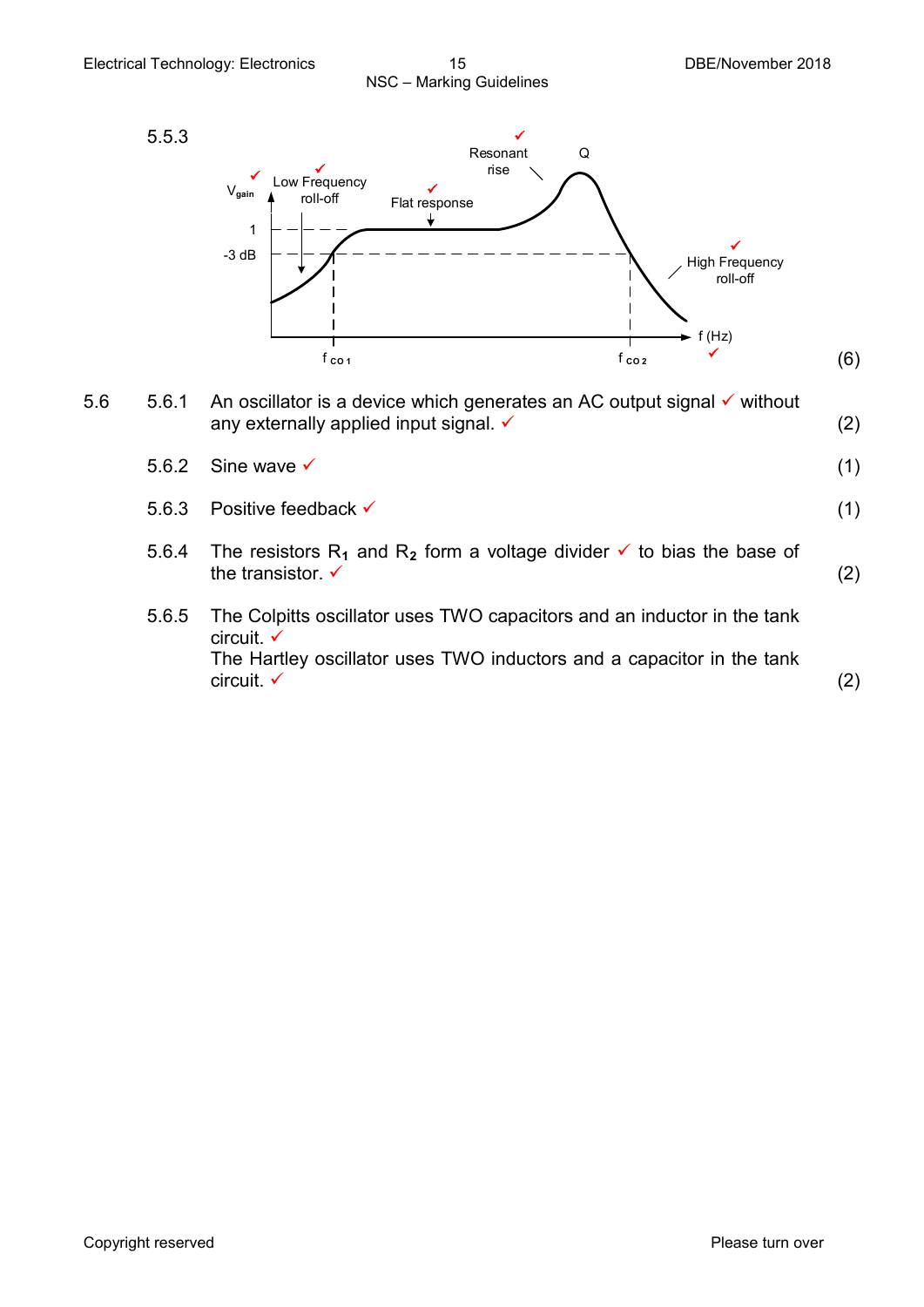5.5.3

Vgain ✓ Low Frequency roll-off ✓ Flat response ✓ Resonant rise ✓ Q High Frequency roll-off ✓ f (Hz) ✓

1

-3 dB

$f_{co1}$ $f_{co2}$

(6)

5.6

5.6.1 An oscillator is a device which generates an AC output signal ✓ without any externally applied input signal. ✓ (2)

5.6.2 Sine wave ✓ (1)

5.6.3 Positive feedback ✓ (1)

5.6.4 The resistors $R_1$ and $R_2$ form a voltage divider ✓ to bias the base of the transistor. ✓ (2)

5.6.5 The Colpitts oscillator uses TWO capacitors and an inductor in the tank circuit. ✓
The Hartley oscillator uses TWO inductors and a capacitor in the tank circuit. ✓ (2)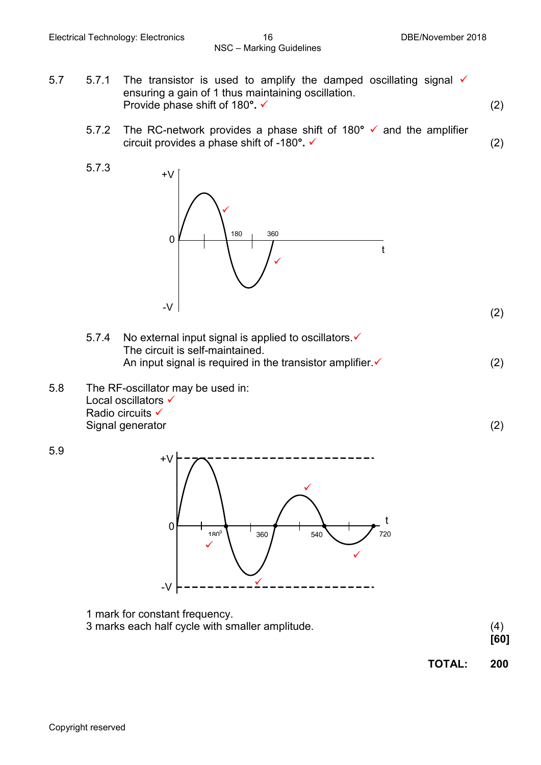5.7 5.7.1 The transistor is used to amplify the damped oscillating signal ✓ ensuring a gain of 1 thus maintaining oscillation. Provide phase shift of 180°. ✓ (2)

5.7.2 The RC-network provides a phase shift of 180° ✓ and the amplifier circuit provides a phase shift of -180°. ✓ (2)

5.7.3

+V

0

180

360

t

-V

(2)

5.7.4 No external input signal is applied to oscillators. ✓ The circuit is self-maintained. An input signal is required in the transistor amplifier. ✓ (2)

5.8 The RF-oscillator may be used in:
Local oscillators ✓
Radio circuits ✓
Signal generator (2)

5.9

+V

0

t

180°

360

540

720

-V

1 mark for constant frequency.
3 marks each half cycle with smaller amplitude. (4)

**[60]**

**TOTAL: 200**